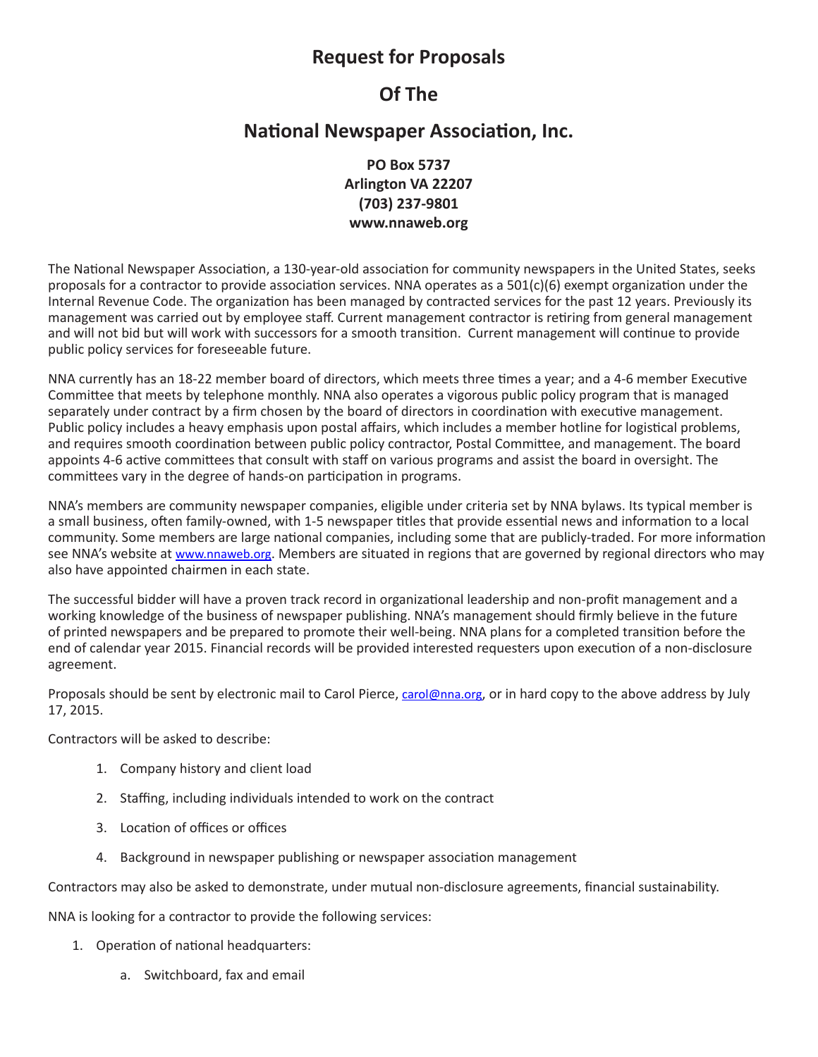# Request for Proposals

# Of The

# National Newspaper Association, Inc.

**PO Box 5737**
**Arlington VA 22207**
**(703) 237-9801**
**www.nnaweb.org**

The National Newspaper Association, a 130-year-old association for community newspapers in the United States, seeks proposals for a contractor to provide association services. NNA operates as a 501(c)(6) exempt organization under the Internal Revenue Code. The organization has been managed by contracted services for the past 12 years. Previously its management was carried out by employee staff. Current management contractor is retiring from general management and will not bid but will work with successors for a smooth transition. Current management will continue to provide public policy services for foreseeable future.

NNA currently has an 18-22 member board of directors, which meets three times a year; and a 4-6 member Executive Committee that meets by telephone monthly. NNA also operates a vigorous public policy program that is managed separately under contract by a firm chosen by the board of directors in coordination with executive management. Public policy includes a heavy emphasis upon postal affairs, which includes a member hotline for logistical problems, and requires smooth coordination between public policy contractor, Postal Committee, and management. The board appoints 4-6 active committees that consult with staff on various programs and assist the board in oversight. The committees vary in the degree of hands-on participation in programs.

NNA's members are community newspaper companies, eligible under criteria set by NNA bylaws. Its typical member is a small business, often family-owned, with 1-5 newspaper titles that provide essential news and information to a local community. Some members are large national companies, including some that are publicly-traded. For more information see NNA's website at www.nnaweb.org. Members are situated in regions that are governed by regional directors who may also have appointed chairmen in each state.

The successful bidder will have a proven track record in organizational leadership and non-profit management and a working knowledge of the business of newspaper publishing. NNA's management should firmly believe in the future of printed newspapers and be prepared to promote their well-being. NNA plans for a completed transition before the end of calendar year 2015. Financial records will be provided interested requesters upon execution of a non-disclosure agreement.

Proposals should be sent by electronic mail to Carol Pierce, carol@nna.org, or in hard copy to the above address by July 17, 2015.

Contractors will be asked to describe:

1. Company history and client load
2. Staffing, including individuals intended to work on the contract
3. Location of offices or offices
4. Background in newspaper publishing or newspaper association management

Contractors may also be asked to demonstrate, under mutual non-disclosure agreements, financial sustainability.

NNA is looking for a contractor to provide the following services:

1. Operation of national headquarters:
   a. Switchboard, fax and email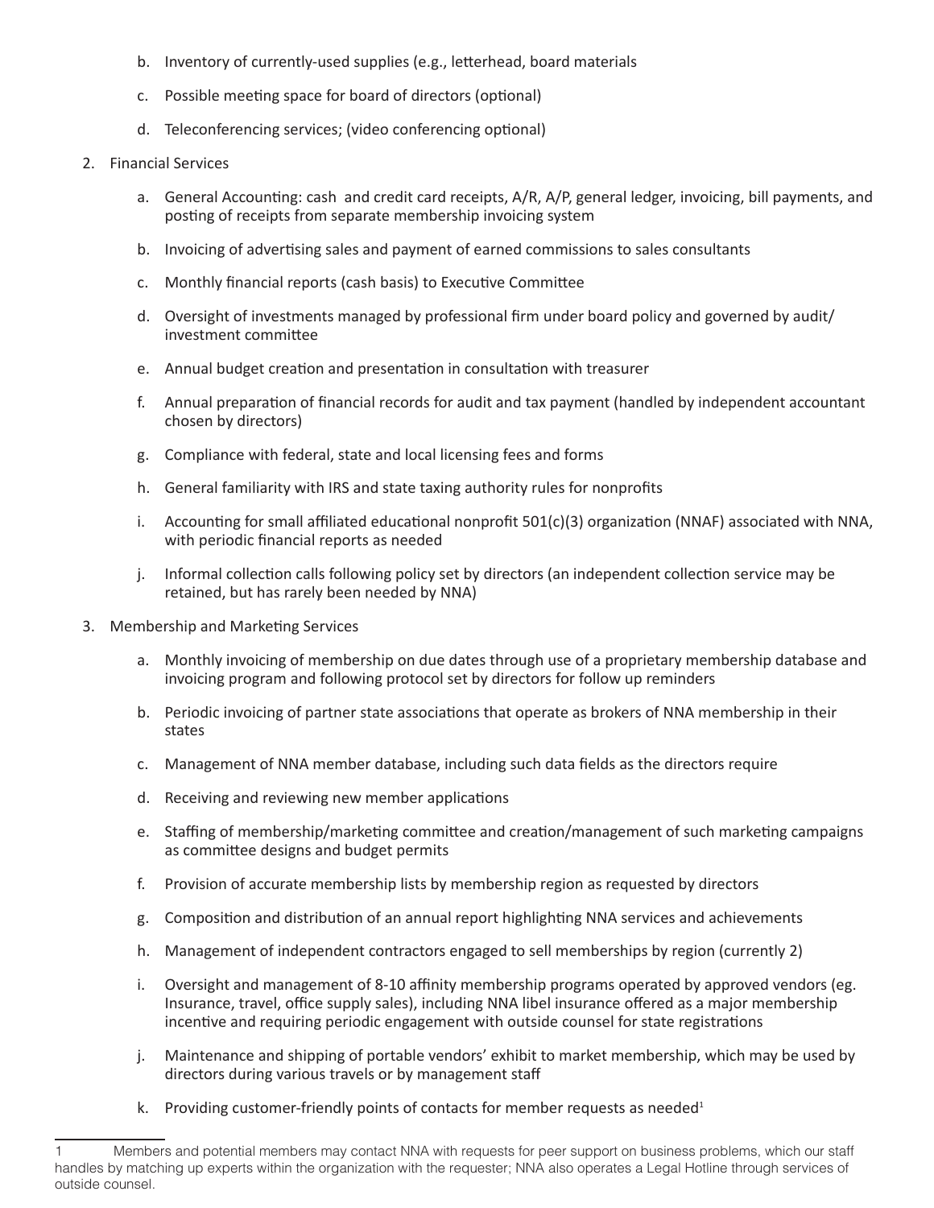b. Inventory of currently-used supplies (e.g., letterhead, board materials
c. Possible meeting space for board of directors (optional)
d. Teleconferencing services; (video conferencing optional)

2. Financial Services
   a. General Accounting: cash and credit card receipts, A/R, A/P, general ledger, invoicing, bill payments, and posting of receipts from separate membership invoicing system
   b. Invoicing of advertising sales and payment of earned commissions to sales consultants
   c. Monthly financial reports (cash basis) to Executive Committee
   d. Oversight of investments managed by professional firm under board policy and governed by audit/investment committee
   e. Annual budget creation and presentation in consultation with treasurer
   f. Annual preparation of financial records for audit and tax payment (handled by independent accountant chosen by directors)
   g. Compliance with federal, state and local licensing fees and forms
   h. General familiarity with IRS and state taxing authority rules for nonprofits
   i. Accounting for small affiliated educational nonprofit 501(c)(3) organization (NNAF) associated with NNA, with periodic financial reports as needed
   j. Informal collection calls following policy set by directors (an independent collection service may be retained, but has rarely been needed by NNA)

3. Membership and Marketing Services
   a. Monthly invoicing of membership on due dates through use of a proprietary membership database and invoicing program and following protocol set by directors for follow up reminders
   b. Periodic invoicing of partner state associations that operate as brokers of NNA membership in their states
   c. Management of NNA member database, including such data fields as the directors require
   d. Receiving and reviewing new member applications
   e. Staffing of membership/marketing committee and creation/management of such marketing campaigns as committee designs and budget permits
   f. Provision of accurate membership lists by membership region as requested by directors
   g. Composition and distribution of an annual report highlighting NNA services and achievements
   h. Management of independent contractors engaged to sell memberships by region (currently 2)
   i. Oversight and management of 8-10 affinity membership programs operated by approved vendors (eg. Insurance, travel, office supply sales), including NNA libel insurance offered as a major membership incentive and requiring periodic engagement with outside counsel for state registrations
   j. Maintenance and shipping of portable vendors' exhibit to market membership, which may be used by directors during various travels or by management staff
   k. Providing customer-friendly points of contacts for member requests as needed[1]

[1] Members and potential members may contact NNA with requests for peer support on business problems, which our staff handles by matching up experts within the organization with the requester; NNA also operates a Legal Hotline through services of outside counsel.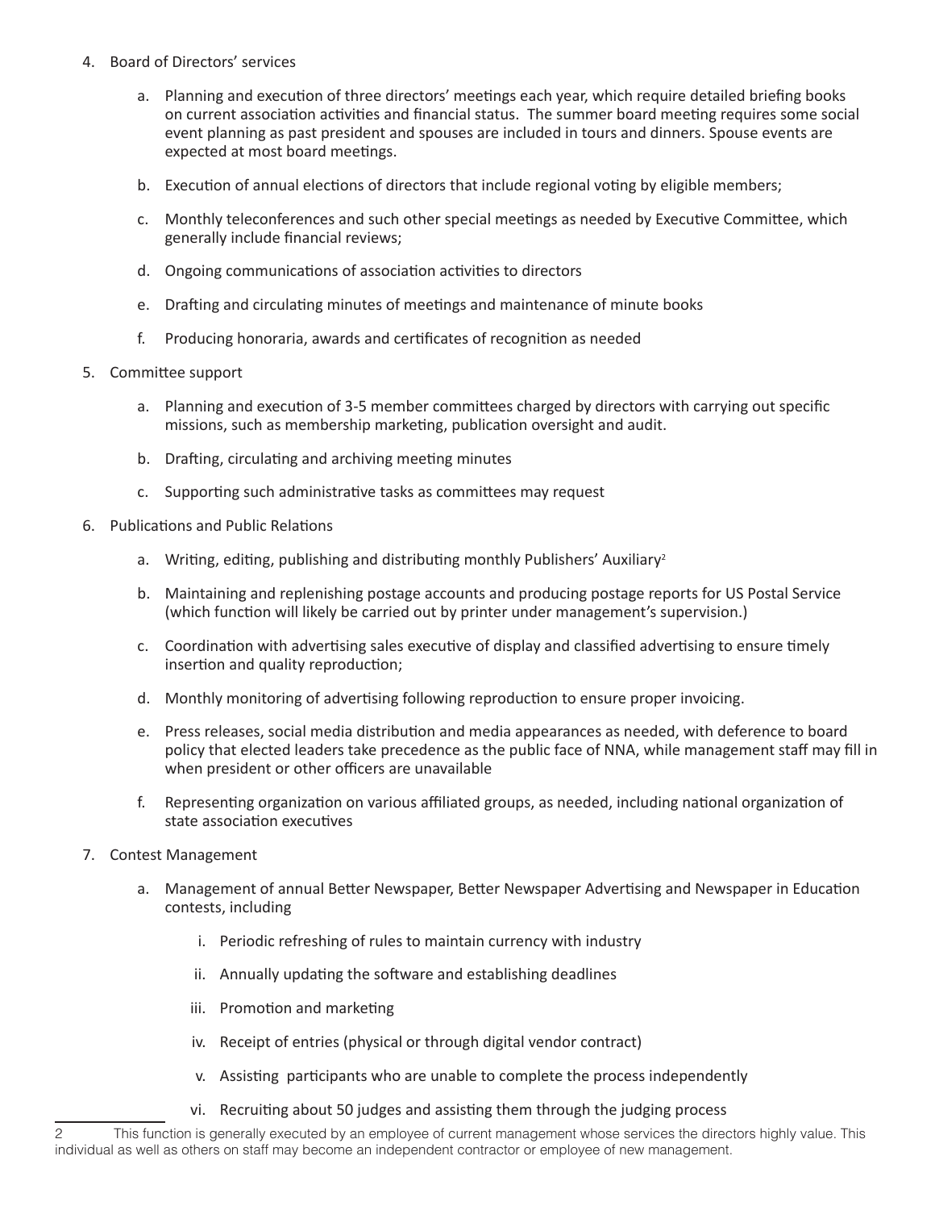4. Board of Directors' services

    a. Planning and execution of three directors' meetings each year, which require detailed briefing books on current association activities and financial status. The summer board meeting requires some social event planning as past president and spouses are included in tours and dinners. Spouse events are expected at most board meetings.

    b. Execution of annual elections of directors that include regional voting by eligible members;

    c. Monthly teleconferences and such other special meetings as needed by Executive Committee, which generally include financial reviews;

    d. Ongoing communications of association activities to directors

    e. Drafting and circulating minutes of meetings and maintenance of minute books

    f. Producing honoraria, awards and certificates of recognition as needed

5. Committee support

    a. Planning and execution of 3-5 member committees charged by directors with carrying out specific missions, such as membership marketing, publication oversight and audit.

    b. Drafting, circulating and archiving meeting minutes

    c. Supporting such administrative tasks as committees may request

6. Publications and Public Relations

    a. Writing, editing, publishing and distributing monthly Publishers' Auxiliary[2]

    b. Maintaining and replenishing postage accounts and producing postage reports for US Postal Service (which function will likely be carried out by printer under management's supervision.)

    c. Coordination with advertising sales executive of display and classified advertising to ensure timely insertion and quality reproduction;

    d. Monthly monitoring of advertising following reproduction to ensure proper invoicing.

    e. Press releases, social media distribution and media appearances as needed, with deference to board policy that elected leaders take precedence as the public face of NNA, while management staff may fill in when president or other officers are unavailable

    f. Representing organization on various affiliated groups, as needed, including national organization of state association executives

7. Contest Management

    a. Management of annual Better Newspaper, Better Newspaper Advertising and Newspaper in Education contests, including

        i. Periodic refreshing of rules to maintain currency with industry

        ii. Annually updating the software and establishing deadlines

        iii. Promotion and marketing

        iv. Receipt of entries (physical or through digital vendor contract)

        v. Assisting participants who are unable to complete the process independently

        vi. Recruiting about 50 judges and assisting them through the judging process

---

2 This function is generally executed by an employee of current management whose services the directors highly value. This individual as well as others on staff may become an independent contractor or employee of new management.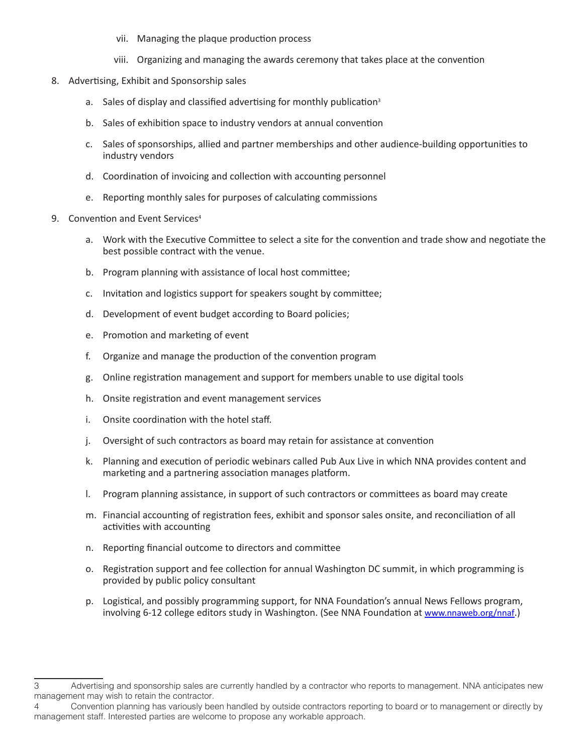vii. Managing the plaque production process

viii. Organizing and managing the awards ceremony that takes place at the convention

8. Advertising, Exhibit and Sponsorship sales

   a. Sales of display and classified advertising for monthly publication[3]

   b. Sales of exhibition space to industry vendors at annual convention

   c. Sales of sponsorships, allied and partner memberships and other audience-building opportunities to industry vendors

   d. Coordination of invoicing and collection with accounting personnel

   e. Reporting monthly sales for purposes of calculating commissions

9. Convention and Event Services[4]

   a. Work with the Executive Committee to select a site for the convention and trade show and negotiate the best possible contract with the venue.

   b. Program planning with assistance of local host committee;

   c. Invitation and logistics support for speakers sought by committee;

   d. Development of event budget according to Board policies;

   e. Promotion and marketing of event

   f. Organize and manage the production of the convention program

   g. Online registration management and support for members unable to use digital tools

   h. Onsite registration and event management services

   i. Onsite coordination with the hotel staff.

   j. Oversight of such contractors as board may retain for assistance at convention

   k. Planning and execution of periodic webinars called Pub Aux Live in which NNA provides content and marketing and a partnering association manages platform.

   l. Program planning assistance, in support of such contractors or committees as board may create

   m. Financial accounting of registration fees, exhibit and sponsor sales onsite, and reconciliation of all activities with accounting

   n. Reporting financial outcome to directors and committee

   o. Registration support and fee collection for annual Washington DC summit, in which programming is provided by public policy consultant

   p. Logistical, and possibly programming support, for NNA Foundation's annual News Fellows program, involving 6-12 college editors study in Washington. (See NNA Foundation at www.nnaweb.org/nnaf.)

---

3 Advertising and sponsorship sales are currently handled by a contractor who reports to management. NNA anticipates new management may wish to retain the contractor.

4 Convention planning has variously been handled by outside contractors reporting to board or to management or directly by management staff. Interested parties are welcome to propose any workable approach.